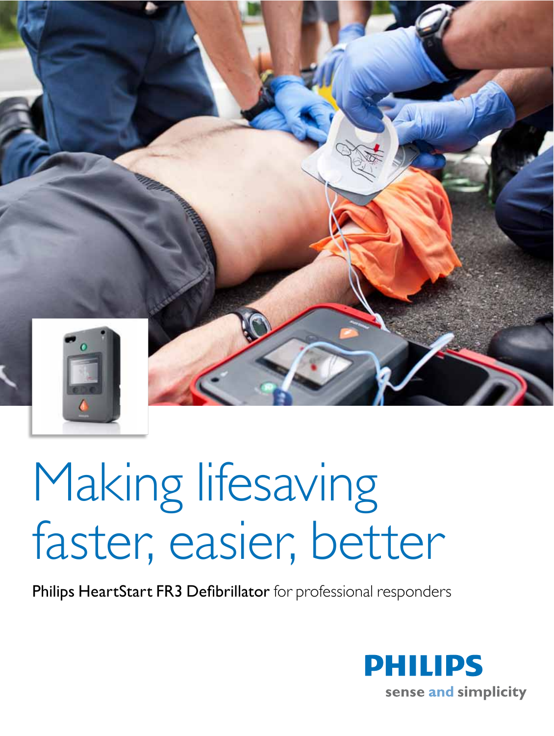# Making lifesaving faster, easier, better

**Philips HeartStart FR3 Defibrillator** for professional responders

**PHILIPS**

sense and simplicity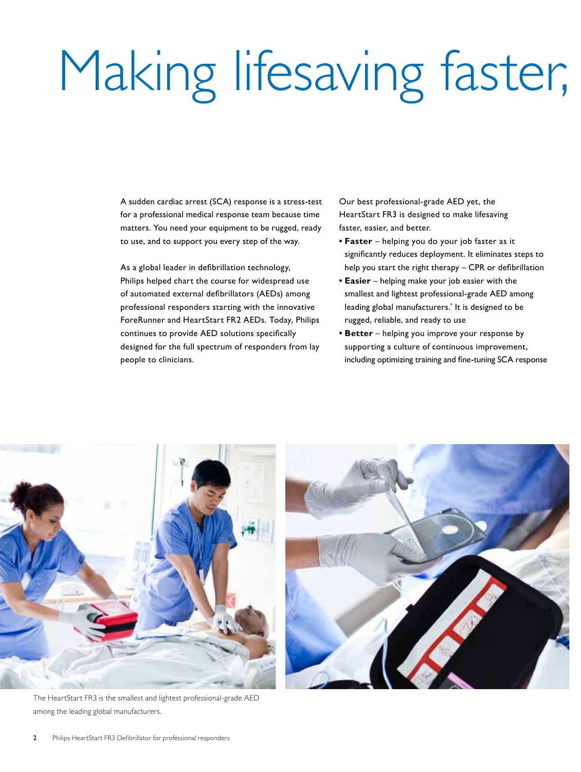# Making lifesaving faster,

A sudden cardiac arrest (SCA) response is a stress-test for a professional medical response team because time matters. You need your equipment to be rugged, ready to use, and to support you every step of the way.

As a global leader in defibrillation technology, Philips helped chart the course for widespread use of automated external defibrillators (AEDs) among professional responders starting with the innovative ForeRunner and HeartStart FR2 AEDs. Today, Philips continues to provide AED solutions specifically designed for the full spectrum of responders from lay people to clinicians.

Our best professional-grade AED yet, the HeartStart FR3 is designed to make lifesaving faster, easier, and better.

- **Faster** – helping you do your job faster as it significantly reduces deployment. It eliminates steps to help you start the right therapy – CPR or defibrillation
- **Easier** – helping make your job easier with the smallest and lightest professional-grade AED among leading global manufacturers.* It is designed to be rugged, reliable, and ready to use
- **Better** – helping you improve your response by supporting a culture of continuous improvement, including optimizing training and fine-tuning SCA response

The HeartStart FR3 is the smallest and lightest professional-grade AED among the leading global manufacturers.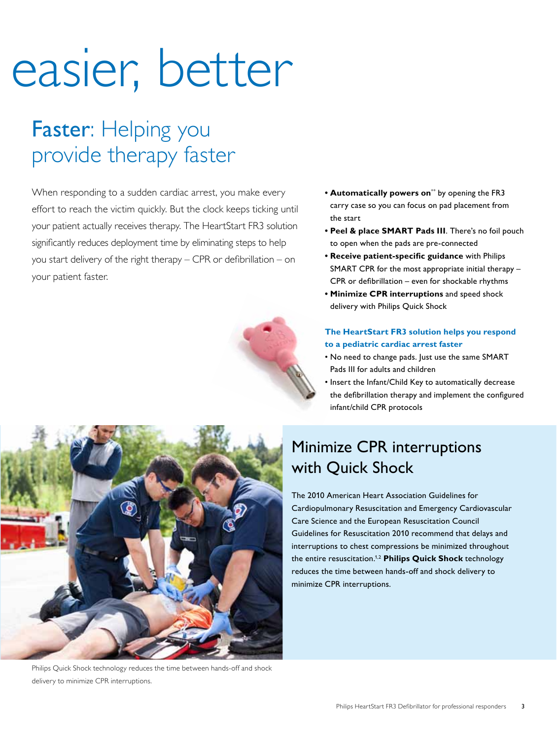# easier, better

## **Faster**: Helping you provide therapy faster

When responding to a sudden cardiac arrest, you make every effort to reach the victim quickly. But the clock keeps ticking until your patient actually receives therapy. The HeartStart FR3 solution significantly reduces deployment time by eliminating steps to help you start delivery of the right therapy – CPR or defibrillation – on your patient faster.

- **Automatically powers on**\*\* by opening the FR3 carry case so you can focus on pad placement from the start
- **Peel & place SMART Pads III**. There's no foil pouch to open when the pads are pre-connected
- **Receive patient-specific guidance** with Philips SMART CPR for the most appropriate initial therapy – CPR or defibrillation – even for shockable rhythms
- **Minimize CPR interruptions** and speed shock delivery with Philips Quick Shock

**The HeartStart FR3 solution helps you respond to a pediatric cardiac arrest faster**

- No need to change pads. Just use the same SMART Pads III for adults and children
- Insert the Infant/Child Key to automatically decrease the defibrillation therapy and implement the configured infant/child CPR protocols

## Minimize CPR interruptions with Quick Shock

The 2010 American Heart Association Guidelines for Cardiopulmonary Resuscitation and Emergency Cardiovascular Care Science and the European Resuscitation Council Guidelines for Resuscitation 2010 recommend that delays and interruptions to chest compressions be minimized throughout the entire resuscitation.[1,2] **Philips Quick Shock** technology reduces the time between hands-off and shock delivery to minimize CPR interruptions.

Philips Quick Shock technology reduces the time between hands-off and shock delivery to minimize CPR interruptions.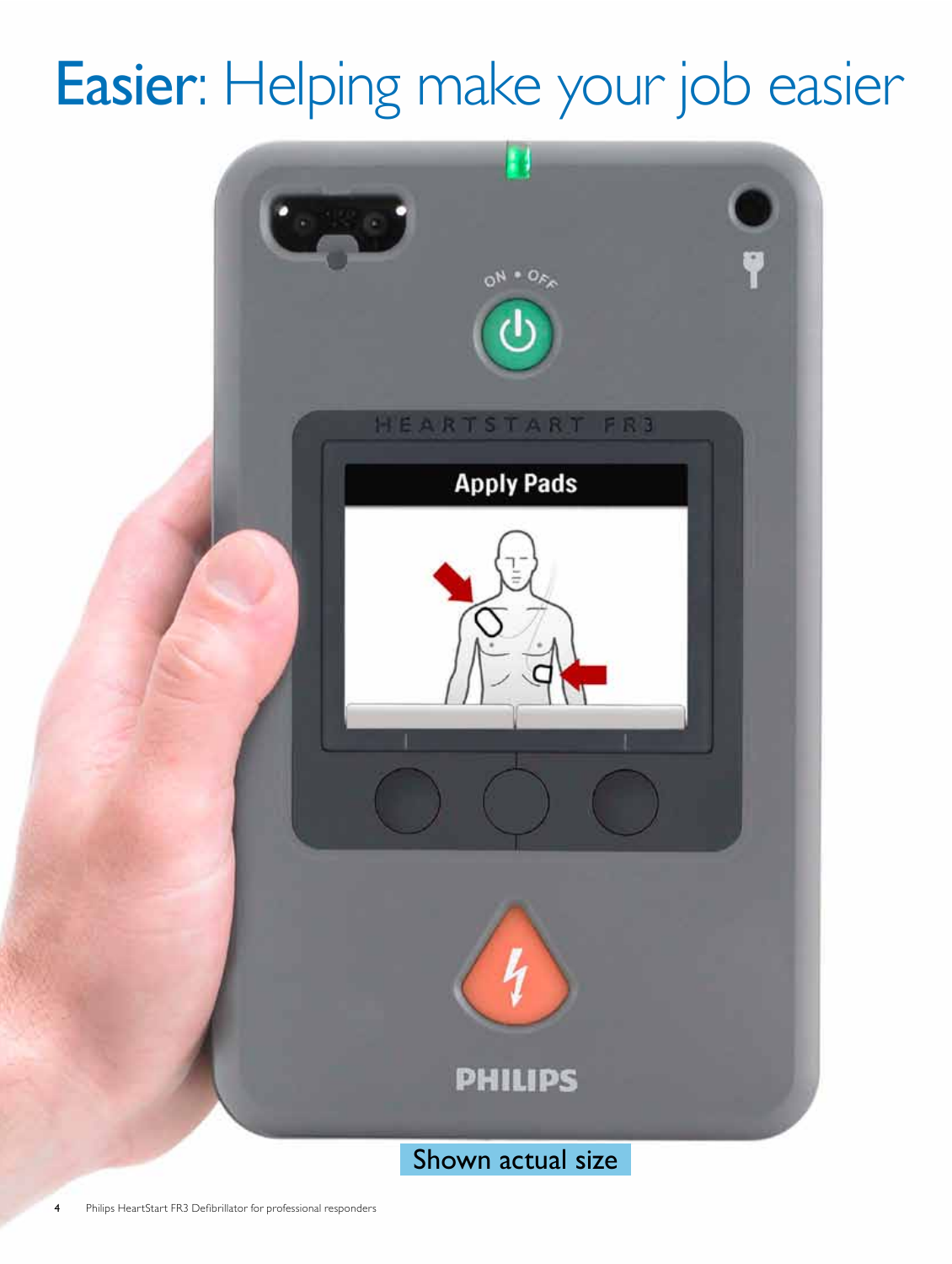# Easier: Helping make your job easier

Shown actual size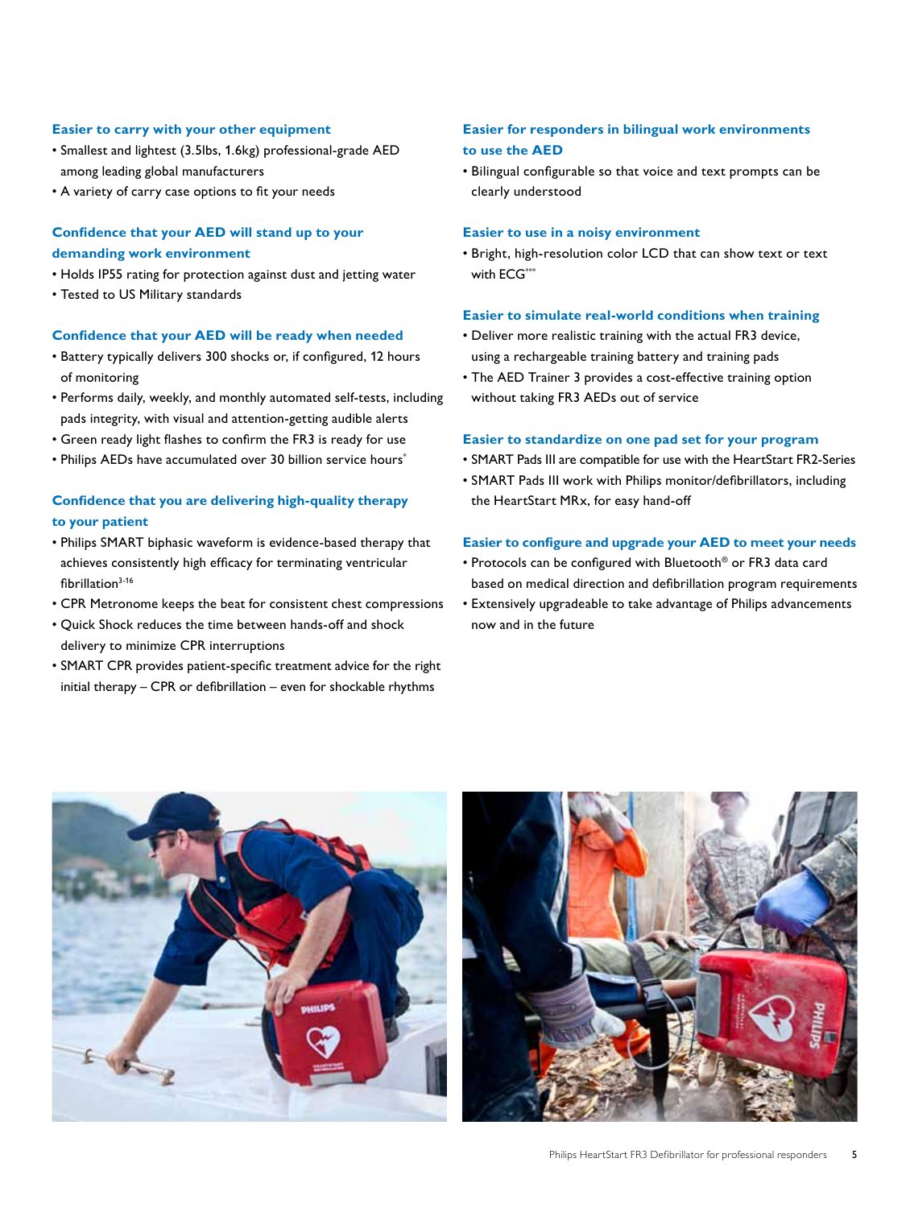### Easier to carry with your other equipment

- Smallest and lightest (3.5lbs, 1.6kg) professional-grade AED among leading global manufacturers
- A variety of carry case options to fit your needs

### Confidence that your AED will stand up to your demanding work environment

- Holds IP55 rating for protection against dust and jetting water
- Tested to US Military standards

### Confidence that your AED will be ready when needed

- Battery typically delivers 300 shocks or, if configured, 12 hours of monitoring
- Performs daily, weekly, and monthly automated self-tests, including pads integrity, with visual and attention-getting audible alerts
- Green ready light flashes to confirm the FR3 is ready for use
- Philips AEDs have accumulated over 30 billion service hours*

### Confidence that you are delivering high-quality therapy to your patient

- Philips SMART biphasic waveform is evidence-based therapy that achieves consistently high efficacy for terminating ventricular fibrillation[3-16]
- CPR Metronome keeps the beat for consistent chest compressions
- Quick Shock reduces the time between hands-off and shock delivery to minimize CPR interruptions
- SMART CPR provides patient-specific treatment advice for the right initial therapy – CPR or defibrillation – even for shockable rhythms

### Easier for responders in bilingual work environments to use the AED

- Bilingual configurable so that voice and text prompts can be clearly understood

### Easier to use in a noisy environment

- Bright, high-resolution color LCD that can show text or text with ECG***

### Easier to simulate real-world conditions when training

- Deliver more realistic training with the actual FR3 device, using a rechargeable training battery and training pads
- The AED Trainer 3 provides a cost-effective training option without taking FR3 AEDs out of service

### Easier to standardize on one pad set for your program

- SMART Pads III are compatible for use with the HeartStart FR2-Series
- SMART Pads III work with Philips monitor/defibrillators, including the HeartStart MRx, for easy hand-off

### Easier to configure and upgrade your AED to meet your needs

- Protocols can be configured with Bluetooth® or FR3 data card based on medical direction and defibrillation program requirements
- Extensively upgradeable to take advantage of Philips advancements now and in the future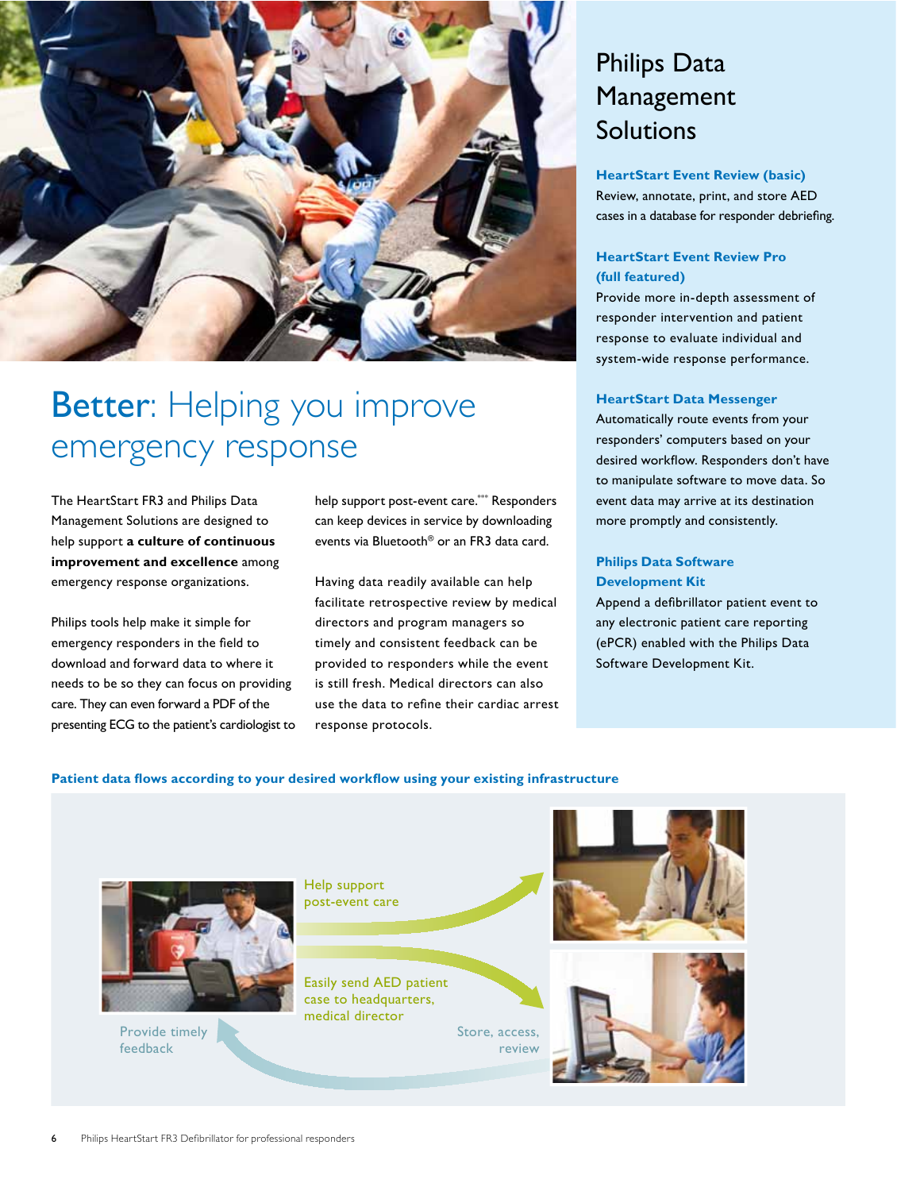# Better: Helping you improve emergency response

The HeartStart FR3 and Philips Data Management Solutions are designed to help support **a culture of continuous improvement and excellence** among emergency response organizations.

Philips tools help make it simple for emergency responders in the field to download and forward data to where it needs to be so they can focus on providing care. They can even forward a PDF of the presenting ECG to the patient's cardiologist to help support post-event care.*** Responders can keep devices in service by downloading events via Bluetooth® or an FR3 data card.

Having data readily available can help facilitate retrospective review by medical directors and program managers so timely and consistent feedback can be provided to responders while the event is still fresh. Medical directors can also use the data to refine their cardiac arrest response protocols.

## Philips Data Management Solutions

**HeartStart Event Review (basic)**
Review, annotate, print, and store AED cases in a database for responder debriefing.

**HeartStart Event Review Pro (full featured)**
Provide more in-depth assessment of responder intervention and patient response to evaluate individual and system-wide response performance.

**HeartStart Data Messenger**
Automatically route events from your responders' computers based on your desired workflow. Responders don't have to manipulate software to move data. So event data may arrive at its destination more promptly and consistently.

**Philips Data Software Development Kit**
Append a defibrillator patient event to any electronic patient care reporting (ePCR) enabled with the Philips Data Software Development Kit.

**Patient data flows according to your desired workflow using your existing infrastructure**

Help support post-event care

Easily send AED patient case to headquarters, medical director

Store, access, review

Provide timely feedback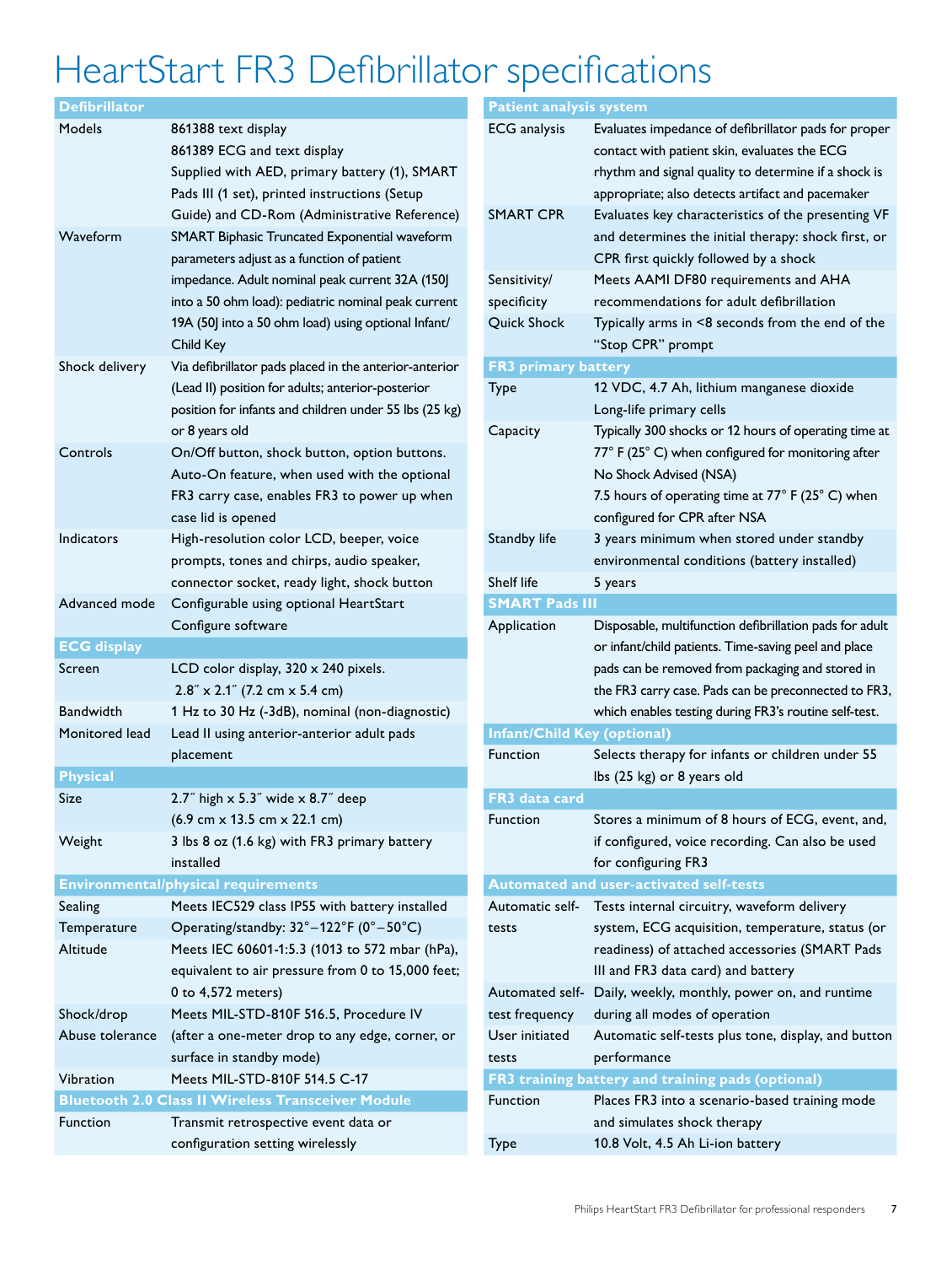# HeartStart FR3 Defibrillator specifications

| Defibrillator | |
|---|---|
| Models | 861388 text display<br>861389 ECG and text display<br>Supplied with AED, primary battery (1), SMART Pads III (1 set), printed instructions (Setup Guide) and CD-Rom (Administrative Reference) |
| Waveform | SMART Biphasic Truncated Exponential waveform parameters adjust as a function of patient impedance. Adult nominal peak current 32A (150J into a 50 ohm load): pediatric nominal peak current 19A (50J into a 50 ohm load) using optional Infant/Child Key |
| Shock delivery | Via defibrillator pads placed in the anterior-anterior (Lead II) position for adults; anterior-posterior position for infants and children under 55 lbs (25 kg) or 8 years old |
| Controls | On/Off button, shock button, option buttons. Auto-On feature, when used with the optional FR3 carry case, enables FR3 to power up when case lid is opened |
| Indicators | High-resolution color LCD, beeper, voice prompts, tones and chirps, audio speaker, connector socket, ready light, shock button |
| Advanced mode | Configurable using optional HeartStart Configure software |

| ECG display | |
|---|---|
| Screen | LCD color display, 320 x 240 pixels.<br>2.8″ x 2.1″ (7.2 cm x 5.4 cm) |
| Bandwidth | 1 Hz to 30 Hz (-3dB), nominal (non-diagnostic) |
| Monitored lead | Lead II using anterior-anterior adult pads placement |

| Physical | |
|---|---|
| Size | 2.7″ high x 5.3″ wide x 8.7″ deep<br>(6.9 cm x 13.5 cm x 22.1 cm) |
| Weight | 3 lbs 8 oz (1.6 kg) with FR3 primary battery installed |

| Environmental/physical requirements | |
|---|---|
| Sealing | Meets IEC529 class IP55 with battery installed |
| Temperature | Operating/standby: 32°–122°F (0°–50°C) |
| Altitude | Meets IEC 60601-1:5.3 (1013 to 572 mbar (hPa), equivalent to air pressure from 0 to 15,000 feet; 0 to 4,572 meters) |
| Shock/drop<br>Abuse tolerance | Meets MIL-STD-810F 516.5, Procedure IV (after a one-meter drop to any edge, corner, or surface in standby mode) |
| Vibration | Meets MIL-STD-810F 514.5 C-17 |

| Bluetooth 2.0 Class II Wireless Transceiver Module | |
|---|---|
| Function | Transmit retrospective event data or configuration setting wirelessly |

| Patient analysis system | |
|---|---|
| ECG analysis | Evaluates impedance of defibrillator pads for proper contact with patient skin, evaluates the ECG rhythm and signal quality to determine if a shock is appropriate; also detects artifact and pacemaker |
| SMART CPR | Evaluates key characteristics of the presenting VF and determines the initial therapy: shock first, or CPR first quickly followed by a shock |
| Sensitivity/specificity | Meets AAMI DF80 requirements and AHA recommendations for adult defibrillation |
| Quick Shock | Typically arms in <8 seconds from the end of the "Stop CPR" prompt |

| FR3 primary battery | |
|---|---|
| Type | 12 VDC, 4.7 Ah, lithium manganese dioxide<br>Long-life primary cells |
| Capacity | Typically 300 shocks or 12 hours of operating time at 77° F (25° C) when configured for monitoring after No Shock Advised (NSA)<br>7.5 hours of operating time at 77° F (25° C) when configured for CPR after NSA |
| Standby life | 3 years minimum when stored under standby environmental conditions (battery installed) |
| Shelf life | 5 years |

| SMART Pads III | |
|---|---|
| Application | Disposable, multifunction defibrillation pads for adult or infant/child patients. Time-saving peel and place pads can be removed from packaging and stored in the FR3 carry case. Pads can be preconnected to FR3, which enables testing during FR3's routine self-test. |

| Infant/Child Key (optional) | |
|---|---|
| Function | Selects therapy for infants or children under 55 lbs (25 kg) or 8 years old |

| FR3 data card | |
|---|---|
| Function | Stores a minimum of 8 hours of ECG, event, and, if configured, voice recording. Can also be used for configuring FR3 |

| Automated and user-activated self-tests | |
|---|---|
| Automatic self-tests | Tests internal circuitry, waveform delivery system, ECG acquisition, temperature, status (or readiness) of attached accessories (SMART Pads III and FR3 data card) and battery |
| Automated self-test frequency | Daily, weekly, monthly, power on, and runtime during all modes of operation |
| User initiated tests | Automatic self-tests plus tone, display, and button performance |

| FR3 training battery and training pads (optional) | |
|---|---|
| Function | Places FR3 into a scenario-based training mode and simulates shock therapy |
| Type | 10.8 Volt, 4.5 Ah Li-ion battery |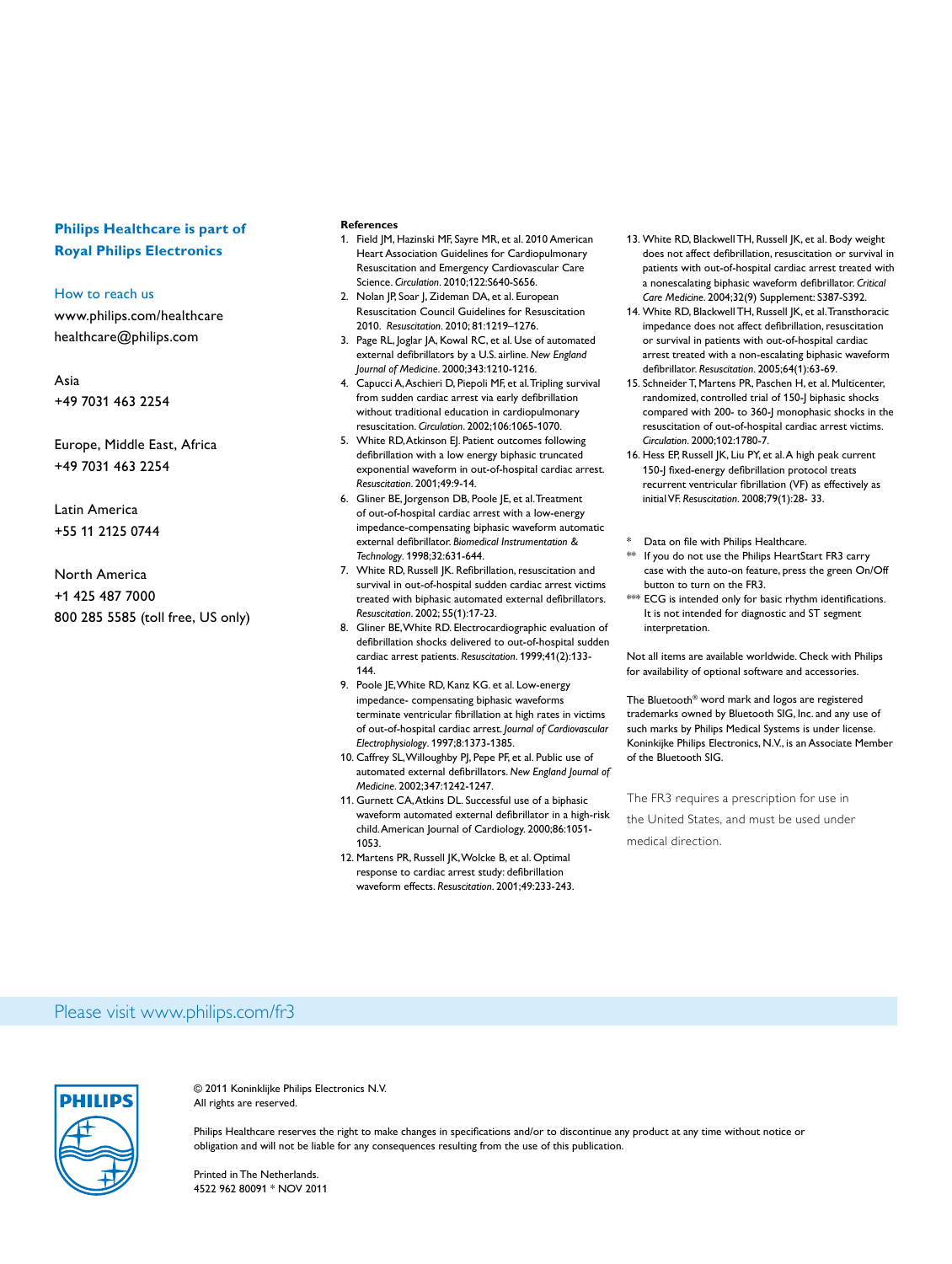**Philips Healthcare is part of Royal Philips Electronics**

How to reach us
www.philips.com/healthcare
healthcare@philips.com

Asia
+49 7031 463 2254

Europe, Middle East, Africa
+49 7031 463 2254

Latin America
+55 11 2125 0744

North America
+1 425 487 7000
800 285 5585 (toll free, US only)

**References**

1. Field JM, Hazinski MF, Sayre MR, et al. 2010 American Heart Association Guidelines for Cardiopulmonary Resuscitation and Emergency Cardiovascular Care Science. *Circulation*. 2010;122:S640-S656.
2. Nolan JP, Soar J, Zideman DA, et al. European Resuscitation Council Guidelines for Resuscitation 2010. *Resuscitation*. 2010; 81:1219–1276.
3. Page RL, Joglar JA, Kowal RC, et al. Use of automated external defibrillators by a U.S. airline. *New England Journal of Medicine*. 2000;343:1210-1216.
4. Capucci A, Aschieri D, Piepoli MF, et al. Tripling survival from sudden cardiac arrest via early defibrillation without traditional education in cardiopulmonary resuscitation. *Circulation*. 2002;106:1065-1070.
5. White RD, Atkinson EJ. Patient outcomes following defibrillation with a low energy biphasic truncated exponential waveform in out-of-hospital cardiac arrest. *Resuscitation*. 2001;49:9-14.
6. Gliner BE, Jorgenson DB, Poole JE, et al. Treatment of out-of-hospital cardiac arrest with a low-energy impedance-compensating biphasic waveform automatic external defibrillator. *Biomedical Instrumentation & Technology*. 1998;32:631-644.
7. White RD, Russell JK. Refibrillation, resuscitation and survival in out-of-hospital sudden cardiac arrest victims treated with biphasic automated external defibrillators. *Resuscitation*. 2002; 55(1):17-23.
8. Gliner BE, White RD. Electrocardiographic evaluation of defibrillation shocks delivered to out-of-hospital sudden cardiac arrest patients. *Resuscitation*. 1999;41(2):133-144.
9. Poole JE, White RD, Kanz KG. et al. Low-energy impedance- compensating biphasic waveforms terminate ventricular fibrillation at high rates in victims of out-of-hospital cardiac arrest. *Journal of Cardiovascular Electrophysiology*. 1997;8:1373-1385.
10. Caffrey SL, Willoughby PJ, Pepe PF, et al. Public use of automated external defibrillators. *New England Journal of Medicine*. 2002;347:1242-1247.
11. Gurnett CA, Atkins DL. Successful use of a biphasic waveform automated external defibrillator in a high-risk child. American Journal of Cardiology. 2000;86:1051-1053.
12. Martens PR, Russell JK, Wolcke B, et al. Optimal response to cardiac arrest study: defibrillation waveform effects. *Resuscitation*. 2001;49:233-243.
13. White RD, Blackwell TH, Russell JK, et al. Body weight does not affect defibrillation, resuscitation or survival in patients with out-of-hospital cardiac arrest treated with a nonescalating biphasic waveform defibrillator. *Critical Care Medicine*. 2004;32(9) Supplement: S387-S392.
14. White RD, Blackwell TH, Russell JK, et al. Transthoracic impedance does not affect defibrillation, resuscitation or survival in patients with out-of-hospital cardiac arrest treated with a non-escalating biphasic waveform defibrillator. *Resuscitation*. 2005;64(1):63-69.
15. Schneider T, Martens PR, Paschen H, et al. Multicenter, randomized, controlled trial of 150-J biphasic shocks compared with 200- to 360-J monophasic shocks in the resuscitation of out-of-hospital cardiac arrest victims. *Circulation*. 2000;102:1780-7.
16. Hess EP, Russell JK, Liu PY, et al. A high peak current 150-J fixed-energy defibrillation protocol treats recurrent ventricular fibrillation (VF) as effectively as initial VF. *Resuscitation*. 2008;79(1):28- 33.

\* Data on file with Philips Healthcare.

\*\* If you do not use the Philips HeartStart FR3 carry case with the auto-on feature, press the green On/Off button to turn on the FR3.

\*\*\* ECG is intended only for basic rhythm identifications. It is not intended for diagnostic and ST segment interpretation.

Not all items are available worldwide. Check with Philips for availability of optional software and accessories.

The Bluetooth® word mark and logos are registered trademarks owned by Bluetooth SIG, Inc. and any use of such marks by Philips Medical Systems is under license. Koninkijke Philips Electronics, N.V., is an Associate Member of the Bluetooth SIG.

The FR3 requires a prescription for use in the United States, and must be used under medical direction.

Please visit www.philips.com/fr3

PHILIPS

© 2011 Koninklijke Philips Electronics N.V.
All rights are reserved.

Philips Healthcare reserves the right to make changes in specifications and/or to discontinue any product at any time without notice or obligation and will not be liable for any consequences resulting from the use of this publication.

Printed in The Netherlands.
4522 962 80091 * NOV 2011